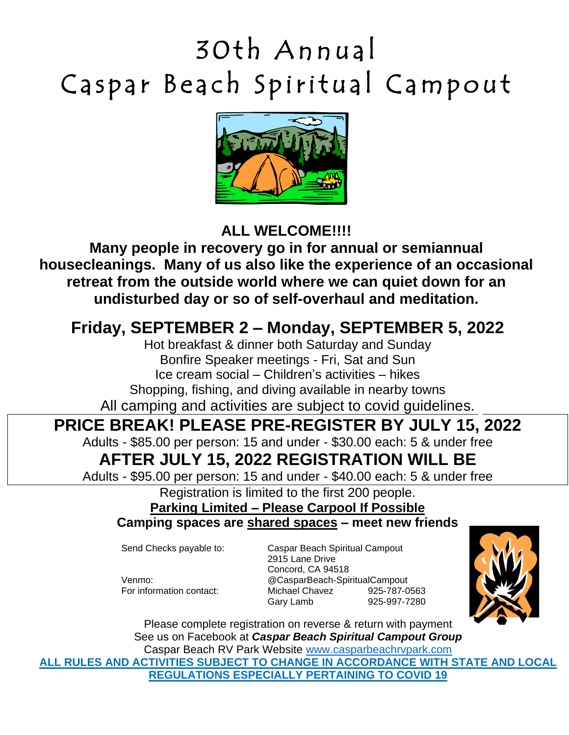# 30th Annual
# Caspar Beach Spiritual Campout

**ALL WELCOME!!!!**

**Many people in recovery go in for annual or semiannual housecleanings. Many of us also like the experience of an occasional retreat from the outside world where we can quiet down for an undisturbed day or so of self-overhaul and meditation.**

## Friday, SEPTEMBER 2 – Monday, SEPTEMBER 5, 2022

Hot breakfast & dinner both Saturday and Sunday
Bonfire Speaker meetings - Fri, Sat and Sun
Ice cream social – Children's activities – hikes
Shopping, fishing, and diving available in nearby towns
All camping and activities are subject to covid guidelines.

## PRICE BREAK! PLEASE PRE-REGISTER BY JULY 15, 2022

Adults - $85.00 per person: 15 and under - $30.00 each: 5 & under free

## AFTER JULY 15, 2022 REGISTRATION WILL BE

Adults - $95.00 per person: 15 and under - $40.00 each: 5 & under free

Registration is limited to the first 200 people.

**Parking Limited – Please Carpool If Possible**

**Camping spaces are shared spaces – meet new friends**

Send Checks payable to: Caspar Beach Spiritual Campout
2915 Lane Drive
Concord, CA 94518

Venmo: @CasparBeach-SpiritualCampout

For information contact: Michael Chavez 925-787-0563
Gary Lamb 925-997-7280

Please complete registration on reverse & return with payment
See us on Facebook at ***Caspar Beach Spiritual Campout Group***
Caspar Beach RV Park Website www.casparbeachrvpark.com

**ALL RULES AND ACTIVITIES SUBJECT TO CHANGE IN ACCORDANCE WITH STATE AND LOCAL REGULATIONS ESPECIALLY PERTAINING TO COVID 19**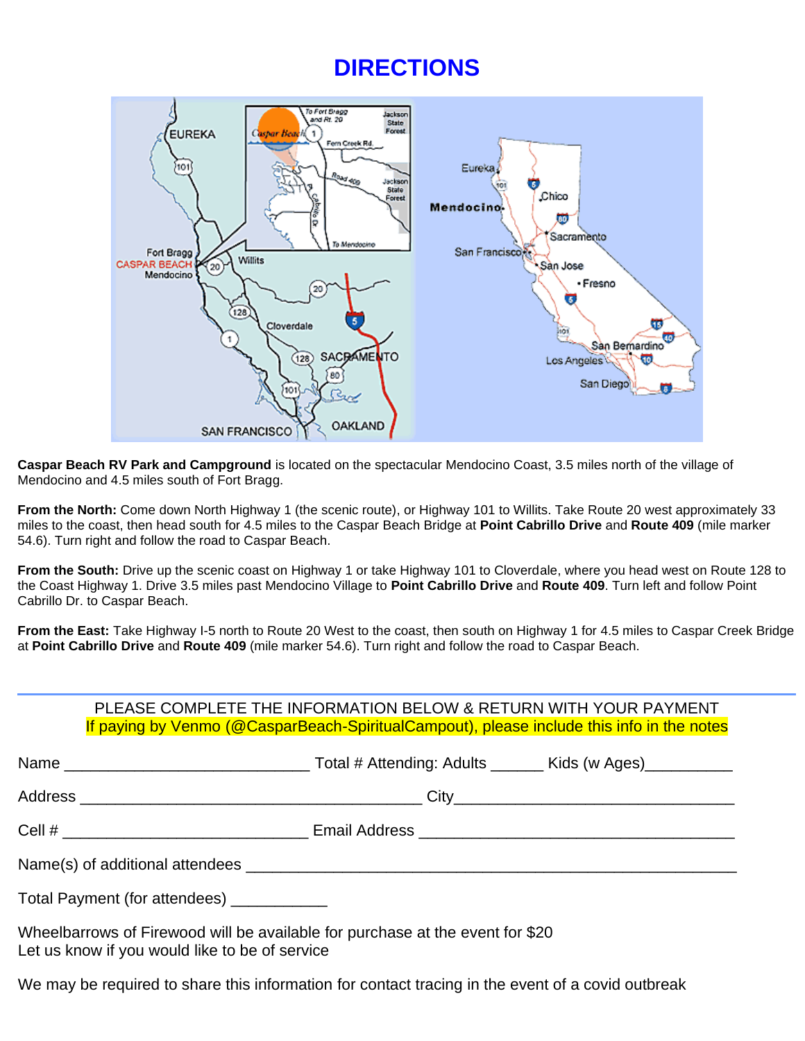# DIRECTIONS

**Caspar Beach RV Park and Campground** is located on the spectacular Mendocino Coast, 3.5 miles north of the village of Mendocino and 4.5 miles south of Fort Bragg.

**From the North:** Come down North Highway 1 (the scenic route), or Highway 101 to Willits. Take Route 20 west approximately 33 miles to the coast, then head south for 4.5 miles to the Caspar Beach Bridge at **Point Cabrillo Drive** and **Route 409** (mile marker 54.6). Turn right and follow the road to Caspar Beach.

**From the South:** Drive up the scenic coast on Highway 1 or take Highway 101 to Cloverdale, where you head west on Route 128 to the Coast Highway 1. Drive 3.5 miles past Mendocino Village to **Point Cabrillo Drive** and **Route 409**. Turn left and follow Point Cabrillo Dr. to Caspar Beach.

**From the East:** Take Highway I-5 north to Route 20 West to the coast, then south on Highway 1 for 4.5 miles to Caspar Creek Bridge at **Point Cabrillo Drive** and **Route 409** (mile marker 54.6). Turn right and follow the road to Caspar Beach.

---

PLEASE COMPLETE THE INFORMATION BELOW & RETURN WITH YOUR PAYMENT

If paying by Venmo (@CasparBeach-SpiritualCampout), please include this info in the notes

Name ___________________________ Total # Attending: Adults ______ Kids (w Ages)__________

Address ______________________________________ City_______________________________

Cell # ___________________________ Email Address ___________________________________

Name(s) of additional attendees ______________________________________________________

Total Payment (for attendees) ___________

Wheelbarrows of Firewood will be available for purchase at the event for $20

Let us know if you would like to be of service

We may be required to share this information for contact tracing in the event of a covid outbreak